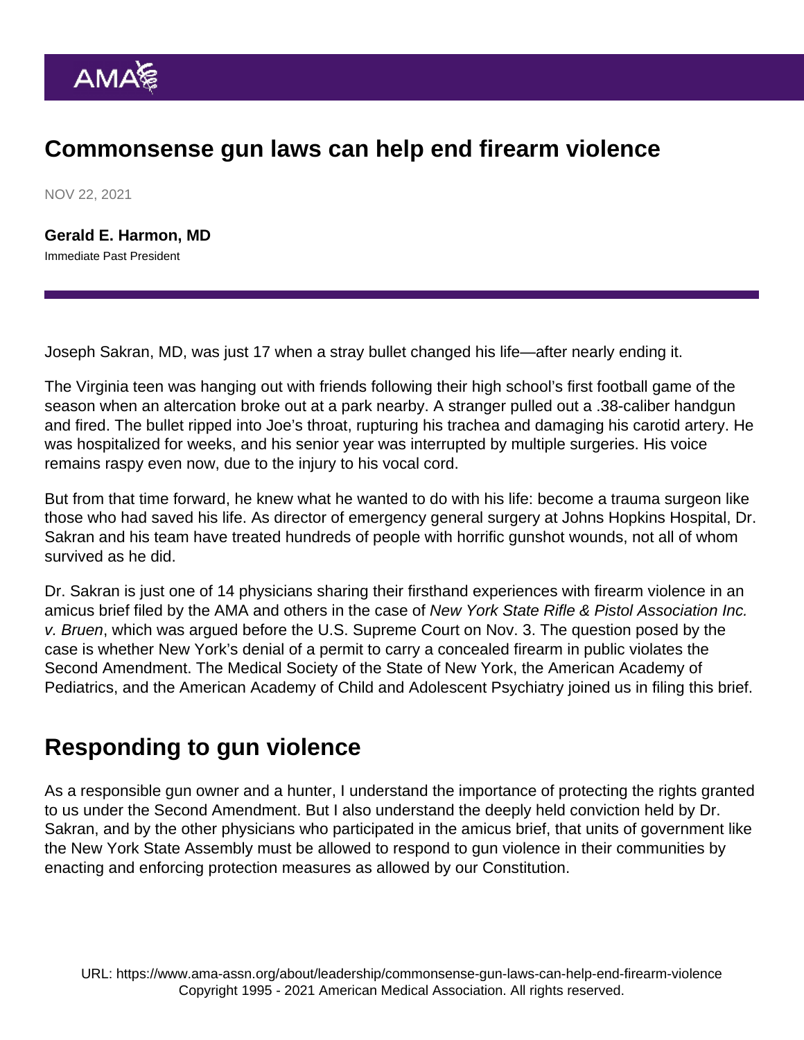# Commonsense gun laws can help end firearm violence

NOV 22, 2021

**Gerald E. Harmon, MD**
Immediate Past President

Joseph Sakran, MD, was just 17 when a stray bullet changed his life—after nearly ending it.

The Virginia teen was hanging out with friends following their high school's first football game of the season when an altercation broke out at a park nearby. A stranger pulled out a .38-caliber handgun and fired. The bullet ripped into Joe's throat, rupturing his trachea and damaging his carotid artery. He was hospitalized for weeks, and his senior year was interrupted by multiple surgeries. His voice remains raspy even now, due to the injury to his vocal cord.

But from that time forward, he knew what he wanted to do with his life: become a trauma surgeon like those who had saved his life. As director of emergency general surgery at Johns Hopkins Hospital, Dr. Sakran and his team have treated hundreds of people with horrific gunshot wounds, not all of whom survived as he did.

Dr. Sakran is just one of 14 physicians sharing their firsthand experiences with firearm violence in an amicus brief filed by the AMA and others in the case of *New York State Rifle & Pistol Association Inc. v. Bruen*, which was argued before the U.S. Supreme Court on Nov. 3. The question posed by the case is whether New York's denial of a permit to carry a concealed firearm in public violates the Second Amendment. The Medical Society of the State of New York, the American Academy of Pediatrics, and the American Academy of Child and Adolescent Psychiatry joined us in filing this brief.

## Responding to gun violence

As a responsible gun owner and a hunter, I understand the importance of protecting the rights granted to us under the Second Amendment. But I also understand the deeply held conviction held by Dr. Sakran, and by the other physicians who participated in the amicus brief, that units of government like the New York State Assembly must be allowed to respond to gun violence in their communities by enacting and enforcing protection measures as allowed by our Constitution.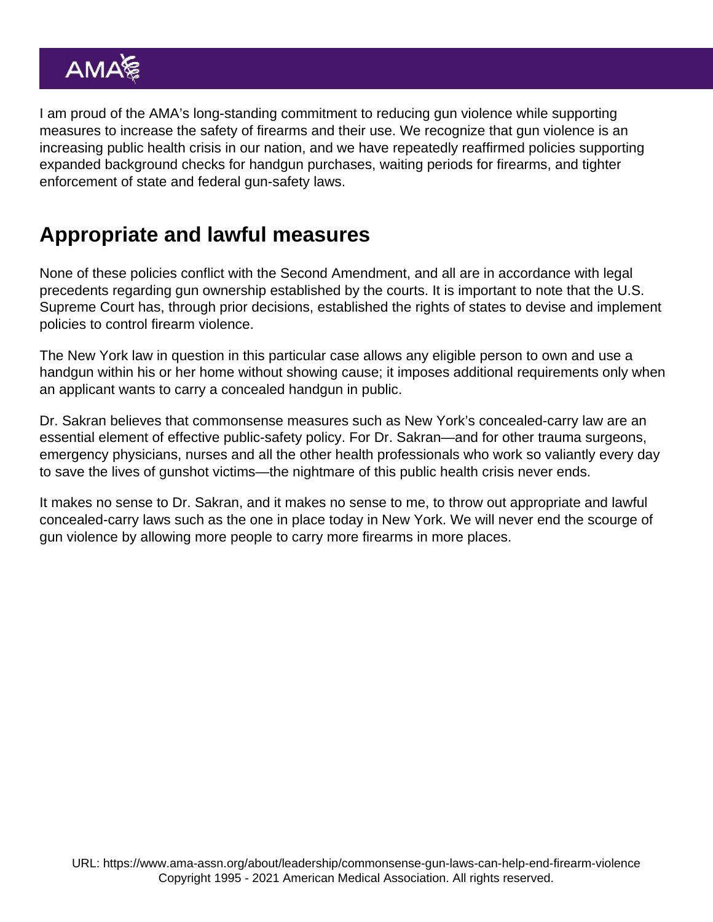I am proud of the AMA's long-standing commitment to reducing gun violence while supporting measures to increase the safety of firearms and their use. We recognize that gun violence is an increasing public health crisis in our nation, and we have repeatedly reaffirmed policies supporting expanded background checks for handgun purchases, waiting periods for firearms, and tighter enforcement of state and federal gun-safety laws.

## Appropriate and lawful measures

None of these policies conflict with the Second Amendment, and all are in accordance with legal precedents regarding gun ownership established by the courts. It is important to note that the U.S. Supreme Court has, through prior decisions, established the rights of states to devise and implement policies to control firearm violence.

The New York law in question in this particular case allows any eligible person to own and use a handgun within his or her home without showing cause; it imposes additional requirements only when an applicant wants to carry a concealed handgun in public.

Dr. Sakran believes that commonsense measures such as New York's concealed-carry law are an essential element of effective public-safety policy. For Dr. Sakran—and for other trauma surgeons, emergency physicians, nurses and all the other health professionals who work so valiantly every day to save the lives of gunshot victims—the nightmare of this public health crisis never ends.

It makes no sense to Dr. Sakran, and it makes no sense to me, to throw out appropriate and lawful concealed-carry laws such as the one in place today in New York. We will never end the scourge of gun violence by allowing more people to carry more firearms in more places.